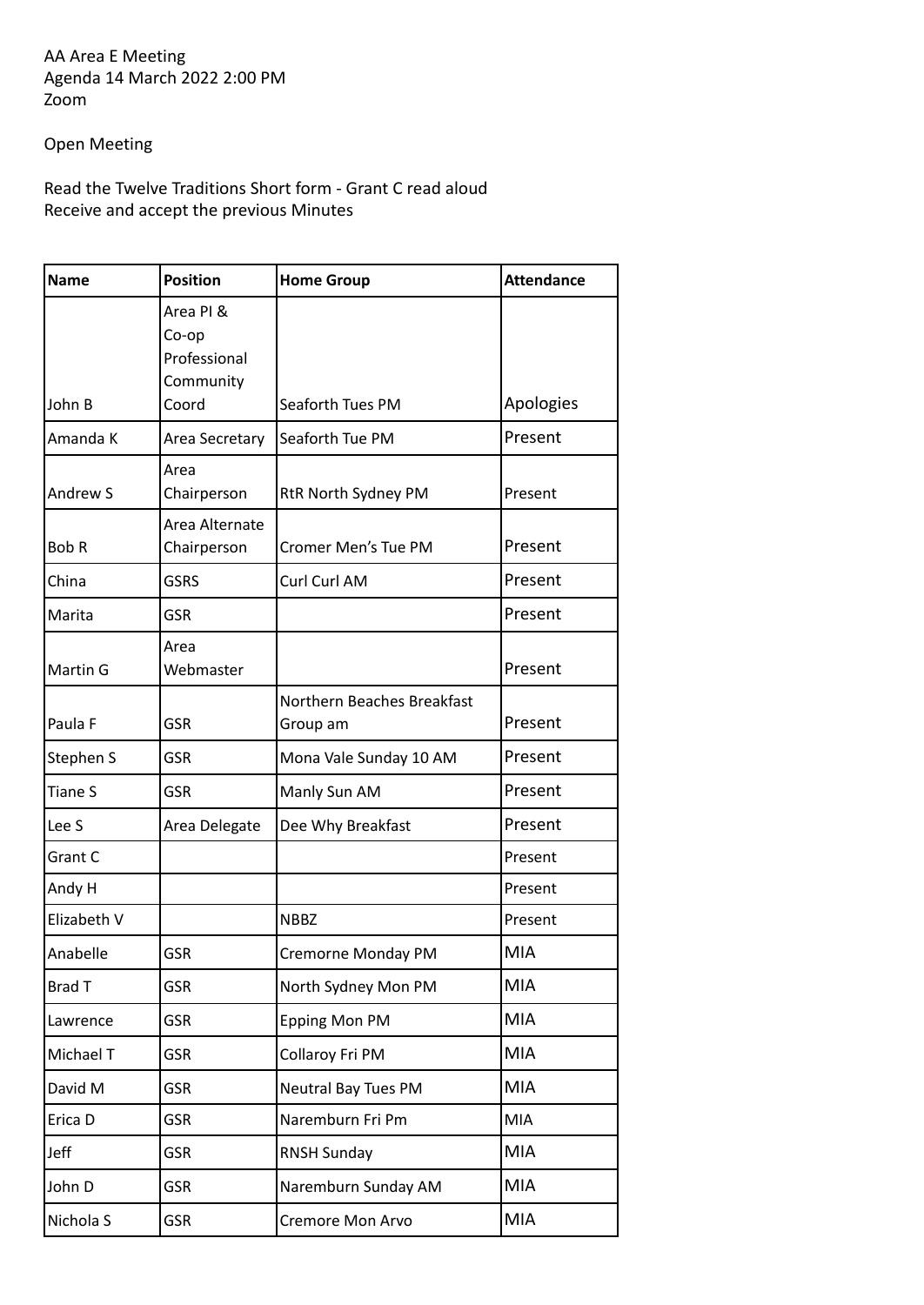AA Area E Meeting
Agenda 14 March 2022 2:00 PM
Zoom

Open Meeting

Read the Twelve Traditions Short form - Grant C read aloud
Receive and accept the previous Minutes

| Name | Position | Home Group | Attendance |
|---|---|---|---|
| John B | Area PI & Co-op Professional Community Coord | Seaforth Tues PM | Apologies |
| Amanda K | Area Secretary | Seaforth Tue PM | Present |
| Andrew S | Area Chairperson | RtR North Sydney PM | Present |
| Bob R | Area Alternate Chairperson | Cromer Men's Tue PM | Present |
| China | GSRS | Curl Curl AM | Present |
| Marita | GSR | | Present |
| Martin G | Area Webmaster | | Present |
| Paula F | GSR | Northern Beaches Breakfast Group am | Present |
| Stephen S | GSR | Mona Vale Sunday 10 AM | Present |
| Tiane S | GSR | Manly Sun AM | Present |
| Lee S | Area Delegate | Dee Why Breakfast | Present |
| Grant C | | | Present |
| Andy H | | | Present |
| Elizabeth V | | NBBZ | Present |
| Anabelle | GSR | Cremorne Monday PM | MIA |
| Brad T | GSR | North Sydney Mon PM | MIA |
| Lawrence | GSR | Epping Mon PM | MIA |
| Michael T | GSR | Collaroy Fri PM | MIA |
| David M | GSR | Neutral Bay Tues PM | MIA |
| Erica D | GSR | Naremburn Fri Pm | MIA |
| Jeff | GSR | RNSH Sunday | MIA |
| John D | GSR | Naremburn Sunday AM | MIA |
| Nichola S | GSR | Cremore Mon Arvo | MIA |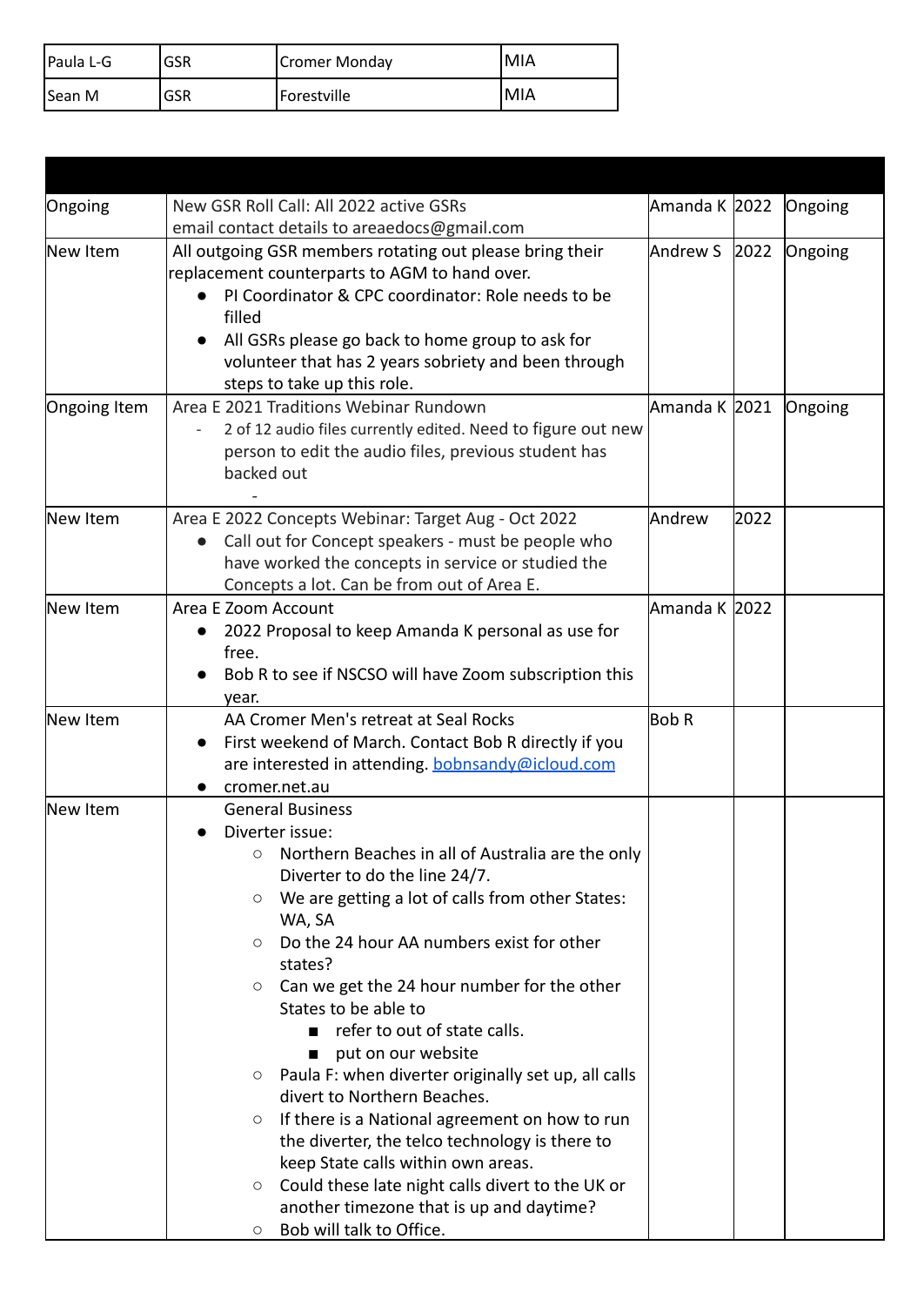| | | | |
|---|---|---|---|
| Paula L-G | GSR | Cromer Monday | MIA |
| Sean M | GSR | Forestville | MIA |

| | | | | |
|---|---|---|---|---|
| Ongoing | New GSR Roll Call: All 2022 active GSRs<br>email contact details to areaedocs@gmail.com | Amanda K | 2022 | Ongoing |
| New Item | All outgoing GSR members rotating out please bring their replacement counterparts to AGM to hand over.<br>● PI Coordinator & CPC coordinator: Role needs to be filled<br>● All GSRs please go back to home group to ask for volunteer that has 2 years sobriety and been through steps to take up this role. | Andrew S | 2022 | Ongoing |
| Ongoing Item | Area E 2021 Traditions Webinar Rundown<br>- 2 of 12 audio files currently edited. Need to figure out new person to edit the audio files, previous student has backed out<br>- | Amanda K | 2021 | Ongoing |
| New Item | Area E 2022 Concepts Webinar: Target Aug - Oct 2022<br>● Call out for Concept speakers - must be people who have worked the concepts in service or studied the Concepts a lot. Can be from out of Area E. | Andrew | 2022 | |
| New Item | Area E Zoom Account<br>● 2022 Proposal to keep Amanda K personal as use for free.<br>● Bob R to see if NSCSO will have Zoom subscription this year. | Amanda K | 2022 | |
| New Item | AA Cromer Men's retreat at Seal Rocks<br>● First weekend of March. Contact Bob R directly if you are interested in attending. bobnsandy@icloud.com<br>● cromer.net.au | Bob R | | |
| New Item | General Business<br>● Diverter issue:<br>○ Northern Beaches in all of Australia are the only Diverter to do the line 24/7.<br>○ We are getting a lot of calls from other States: WA, SA<br>○ Do the 24 hour AA numbers exist for other states?<br>○ Can we get the 24 hour number for the other States to be able to<br>■ refer to out of state calls.<br>■ put on our website<br>○ Paula F: when diverter originally set up, all calls divert to Northern Beaches.<br>○ If there is a National agreement on how to run the diverter, the telco technology is there to keep State calls within own areas.<br>○ Could these late night calls divert to the UK or another timezone that is up and daytime?<br>○ Bob will talk to Office. | | | |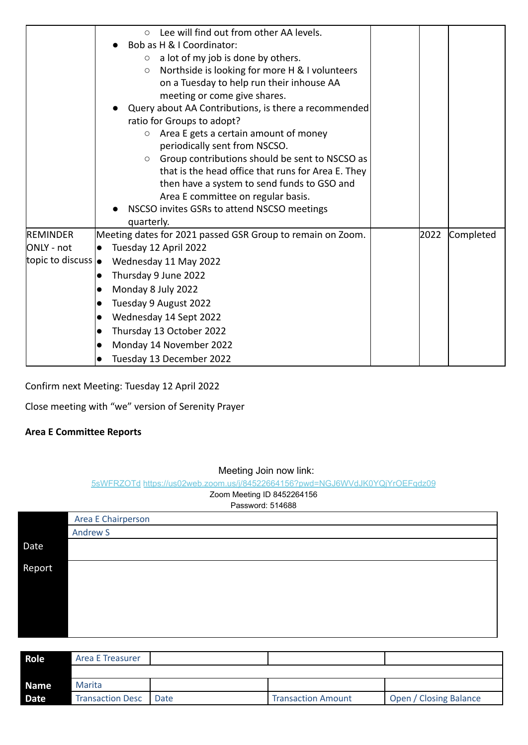| | | | | |
|---|---|---|---|---|
| | ○ Lee will find out from other AA levels.<br>● Bob as H & I Coordinator:<br>○ a lot of my job is done by others.<br>○ Northside is looking for more H & I volunteers on a Tuesday to help run their inhouse AA meeting or come give shares.<br>● Query about AA Contributions, is there a recommended ratio for Groups to adopt?<br>○ Area E gets a certain amount of money periodically sent from NSCSO.<br>○ Group contributions should be sent to NSCSO as that is the head office that runs for Area E. They then have a system to send funds to GSO and Area E committee on regular basis.<br>● NSCSO invites GSRs to attend NSCSO meetings quarterly. | | | |
| REMINDER ONLY - not topic to discuss | Meeting dates for 2021 passed GSR Group to remain on Zoom.<br>● Tuesday 12 April 2022<br>● Wednesday 11 May 2022<br>● Thursday 9 June 2022<br>● Monday 8 July 2022<br>● Tuesday 9 August 2022<br>● Wednesday 14 Sept 2022<br>● Thursday 13 October 2022<br>● Monday 14 November 2022<br>● Tuesday 13 December 2022 | | 2022 | Completed |

Confirm next Meeting: Tuesday 12 April 2022

Close meeting with "we" version of Serenity Prayer

**Area E Committee Reports**

Meeting Join now link:

5sWFRZOTd https://us02web.zoom.us/j/84522664156?pwd=NGJ6WVdJK0YQjYrOEFqdz09

Zoom Meeting ID 8452264156

Password: 514688

| | |
|---|---|
| | Area E Chairperson |
| | Andrew S |
| Date | |
| Report | |

| | | | | |
|---|---|---|---|---|
| Role | Area E Treasurer | | | |
| | | | | |
| Name | Marita | | | |
| Date | Transaction Desc | Date | Transaction Amount | Open / Closing Balance |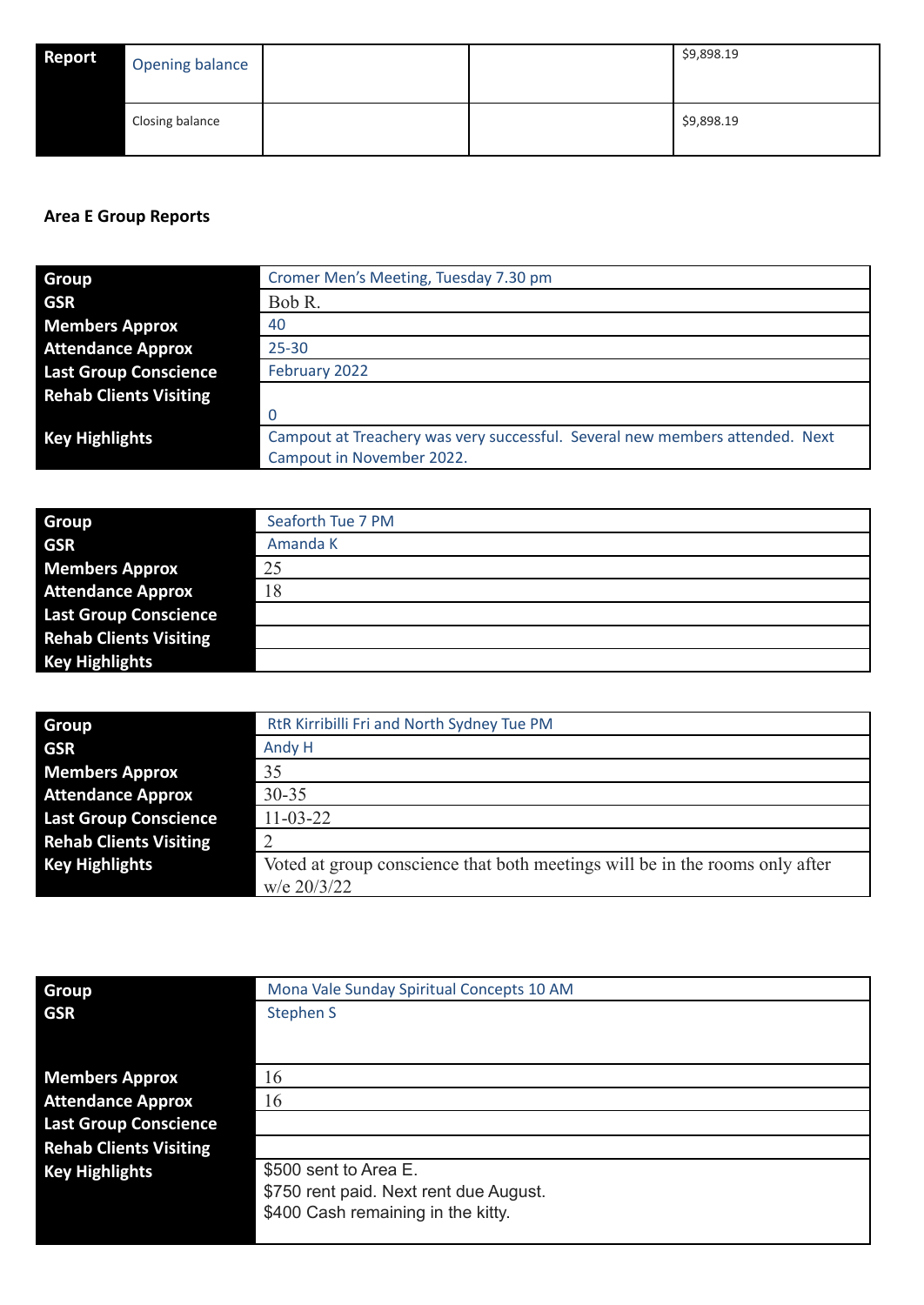| | | | | |
|---|---|---|---|---|
| **Report** | Opening balance | | | $9,898.19 |
| | Closing balance | | | $9,898.19 |

**Area E Group Reports**

| | |
|---|---|
| **Group** | Cromer Men's Meeting, Tuesday 7.30 pm |
| **GSR** | Bob R. |
| **Members Approx** | 40 |
| **Attendance Approx** | 25-30 |
| **Last Group Conscience** | February 2022 |
| **Rehab Clients Visiting** | 0 |
| **Key Highlights** | Campout at Treachery was very successful. Several new members attended. Next Campout in November 2022. |

| | |
|---|---|
| **Group** | Seaforth Tue 7 PM |
| **GSR** | Amanda K |
| **Members Approx** | 25 |
| **Attendance Approx** | 18 |
| **Last Group Conscience** | |
| **Rehab Clients Visiting** | |
| **Key Highlights** | |

| | |
|---|---|
| **Group** | RtR Kirribilli Fri and North Sydney Tue PM |
| **GSR** | Andy H |
| **Members Approx** | 35 |
| **Attendance Approx** | 30-35 |
| **Last Group Conscience** | 11-03-22 |
| **Rehab Clients Visiting** | 2 |
| **Key Highlights** | Voted at group conscience that both meetings will be in the rooms only after w/e 20/3/22 |

| | |
|---|---|
| **Group** | Mona Vale Sunday Spiritual Concepts 10 AM |
| **GSR** | Stephen S |
| **Members Approx** | 16 |
| **Attendance Approx** | 16 |
| **Last Group Conscience** | |
| **Rehab Clients Visiting** | |
| **Key Highlights** | $500 sent to Area E.<br>$750 rent paid. Next rent due August.<br>$400 Cash remaining in the kitty. |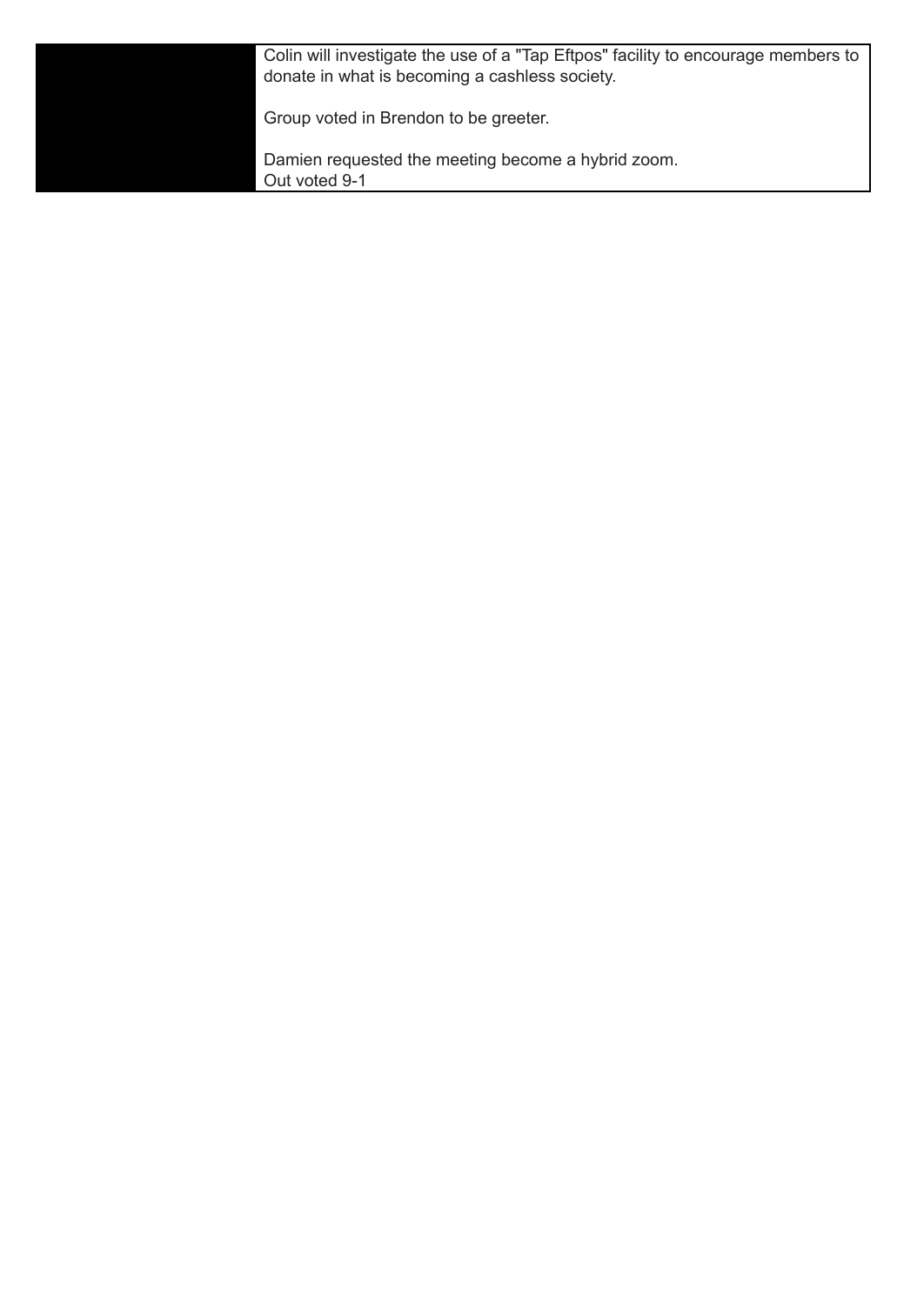| | |
|---|---|
| | Colin will investigate the use of a "Tap Eftpos" facility to encourage members to donate in what is becoming a cashless society.<br><br>Group voted in Brendon to be greeter.<br><br>Damien requested the meeting become a hybrid zoom.<br>Out voted 9-1 |